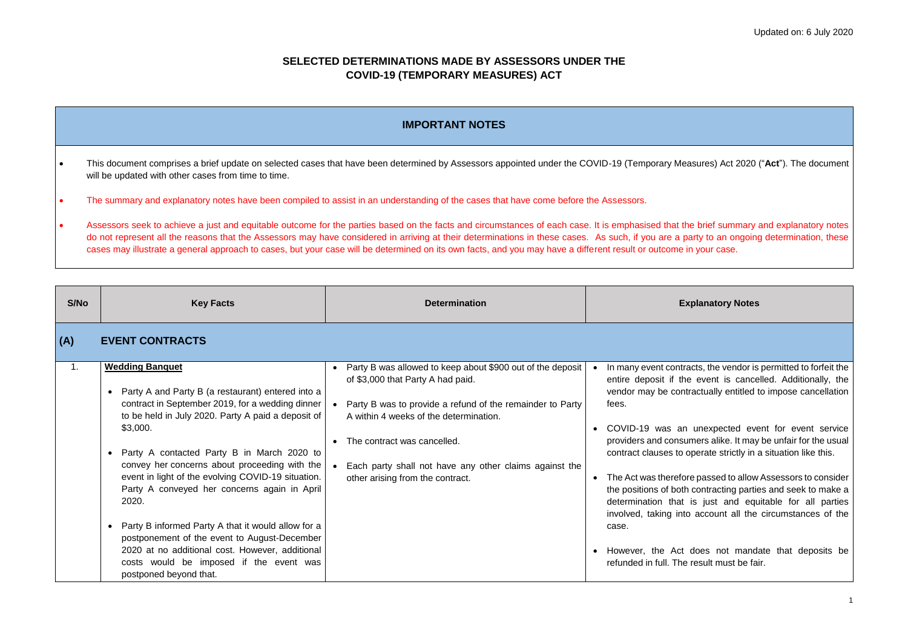Updated on: 6 July 2020

# SELECTED DETERMINATIONS MADE BY ASSESSORS UNDER THE COVID-19 (TEMPORARY MEASURES) ACT

## IMPORTANT NOTES

- This document comprises a brief update on selected cases that have been determined by Assessors appointed under the COVID-19 (Temporary Measures) Act 2020 ("**Act**"). The document will be updated with other cases from time to time.
- The summary and explanatory notes have been compiled to assist in an understanding of the cases that have come before the Assessors.
- Assessors seek to achieve a just and equitable outcome for the parties based on the facts and circumstances of each case. It is emphasised that the brief summary and explanatory notes do not represent all the reasons that the Assessors may have considered in arriving at their determinations in these cases. As such, if you are a party to an ongoing determination, these cases may illustrate a general approach to cases, but your case will be determined on its own facts, and you may have a different result or outcome in your case.

| S/No | Key Facts | Determination | Explanatory Notes |
|---|---|---|---|
| **(A)** | **EVENT CONTRACTS** | | |
| 1. | **<u>Wedding Banquet</u>**<br><br>• Party A and Party B (a restaurant) entered into a contract in September 2019, for a wedding dinner to be held in July 2020. Party A paid a deposit of \$3,000.<br><br>• Party A contacted Party B in March 2020 to convey her concerns about proceeding with the event in light of the evolving COVID-19 situation. Party A conveyed her concerns again in April 2020.<br><br>• Party B informed Party A that it would allow for a postponement of the event to August-December 2020 at no additional cost. However, additional costs would be imposed if the event was postponed beyond that. | • Party B was allowed to keep about \$900 out of the deposit of \$3,000 that Party A had paid.<br><br>• Party B was to provide a refund of the remainder to Party A within 4 weeks of the determination.<br><br>• The contract was cancelled.<br><br>• Each party shall not have any other claims against the other arising from the contract. | • In many event contracts, the vendor is permitted to forfeit the entire deposit if the event is cancelled. Additionally, the vendor may be contractually entitled to impose cancellation fees.<br><br>• COVID-19 was an unexpected event for event service providers and consumers alike. It may be unfair for the usual contract clauses to operate strictly in a situation like this.<br><br>• The Act was therefore passed to allow Assessors to consider the positions of both contracting parties and seek to make a determination that is just and equitable for all parties involved, taking into account all the circumstances of the case.<br><br>• However, the Act does not mandate that deposits be refunded in full. The result must be fair. |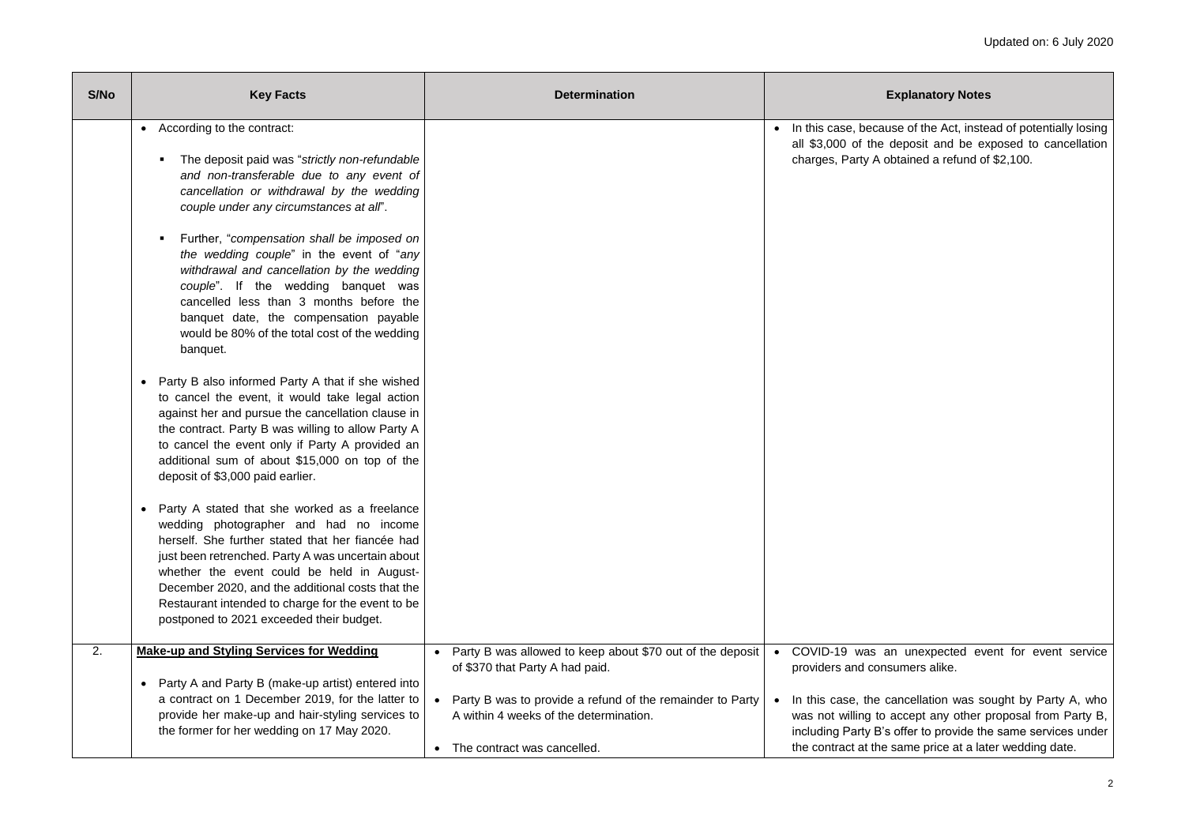| S/No | Key Facts | Determination | Explanatory Notes |
| --- | --- | --- | --- |
| | • According to the contract:<br>▪ The deposit paid was "*strictly non-refundable and non-transferable due to any event of cancellation or withdrawal by the wedding couple under any circumstances at all*".<br>▪ Further, "*compensation shall be imposed on the wedding couple*" in the event of "*any withdrawal and cancellation by the wedding couple*". If the wedding banquet was cancelled less than 3 months before the banquet date, the compensation payable would be 80% of the total cost of the wedding banquet.<br>• Party B also informed Party A that if she wished to cancel the event, it would take legal action against her and pursue the cancellation clause in the contract. Party B was willing to allow Party A to cancel the event only if Party A provided an additional sum of about $15,000 on top of the deposit of $3,000 paid earlier.<br>• Party A stated that she worked as a freelance wedding photographer and had no income herself. She further stated that her fiancée had just been retrenched. Party A was uncertain about whether the event could be held in August-December 2020, and the additional costs that the Restaurant intended to charge for the event to be postponed to 2021 exceeded their budget. | | • In this case, because of the Act, instead of potentially losing all $3,000 of the deposit and be exposed to cancellation charges, Party A obtained a refund of $2,100. |
| 2. | **Make-up and Styling Services for Wedding**<br>• Party A and Party B (make-up artist) entered into a contract on 1 December 2019, for the latter to provide her make-up and hair-styling services to the former for her wedding on 17 May 2020. | • Party B was allowed to keep about $70 out of the deposit of $370 that Party A had paid.<br>• Party B was to provide a refund of the remainder to Party A within 4 weeks of the determination.<br>• The contract was cancelled. | • COVID-19 was an unexpected event for event service providers and consumers alike.<br>• In this case, the cancellation was sought by Party A, who was not willing to accept any other proposal from Party B, including Party B's offer to provide the same services under the contract at the same price at a later wedding date. |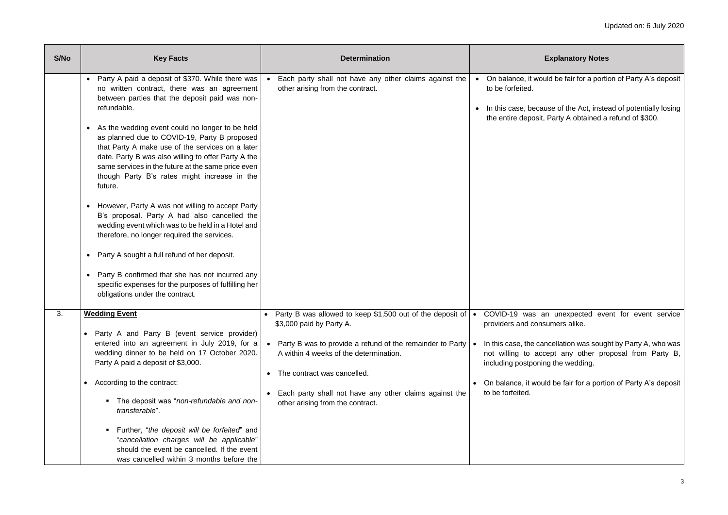| S/No | Key Facts | Determination | Explanatory Notes |
|---|---|---|---|
| | • Party A paid a deposit of $370. While there was no written contract, there was an agreement between parties that the deposit paid was non-refundable.<br><br>• As the wedding event could no longer to be held as planned due to COVID-19, Party B proposed that Party A make use of the services on a later date. Party B was also willing to offer Party A the same services in the future at the same price even though Party B's rates might increase in the future.<br><br>• However, Party A was not willing to accept Party B's proposal. Party A had also cancelled the wedding event which was to be held in a Hotel and therefore, no longer required the services.<br><br>• Party A sought a full refund of her deposit.<br><br>• Party B confirmed that she has not incurred any specific expenses for the purposes of fulfilling her obligations under the contract. | • Each party shall not have any other claims against the other arising from the contract. | • On balance, it would be fair for a portion of Party A's deposit to be forfeited.<br><br>• In this case, because of the Act, instead of potentially losing the entire deposit, Party A obtained a refund of $300. |
| 3. | **<u>Wedding Event</u>**<br><br>• Party A and Party B (event service provider) entered into an agreement in July 2019, for a wedding dinner to be held on 17 October 2020. Party A paid a deposit of $3,000.<br><br>• According to the contract:<br>&nbsp;&nbsp;▪ The deposit was "*non-refundable and non-transferable*".<br>&nbsp;&nbsp;▪ Further, "*the deposit will be forfeited*" and "*cancellation charges will be applicable*" should the event be cancelled. If the event was cancelled within 3 months before the | • Party B was allowed to keep $1,500 out of the deposit of $3,000 paid by Party A.<br><br>• Party B was to provide a refund of the remainder to Party A within 4 weeks of the determination.<br><br>• The contract was cancelled.<br><br>• Each party shall not have any other claims against the other arising from the contract. | • COVID-19 was an unexpected event for event service providers and consumers alike.<br><br>• In this case, the cancellation was sought by Party A, who was not willing to accept any other proposal from Party B, including postponing the wedding.<br><br>• On balance, it would be fair for a portion of Party A's deposit to be forfeited. |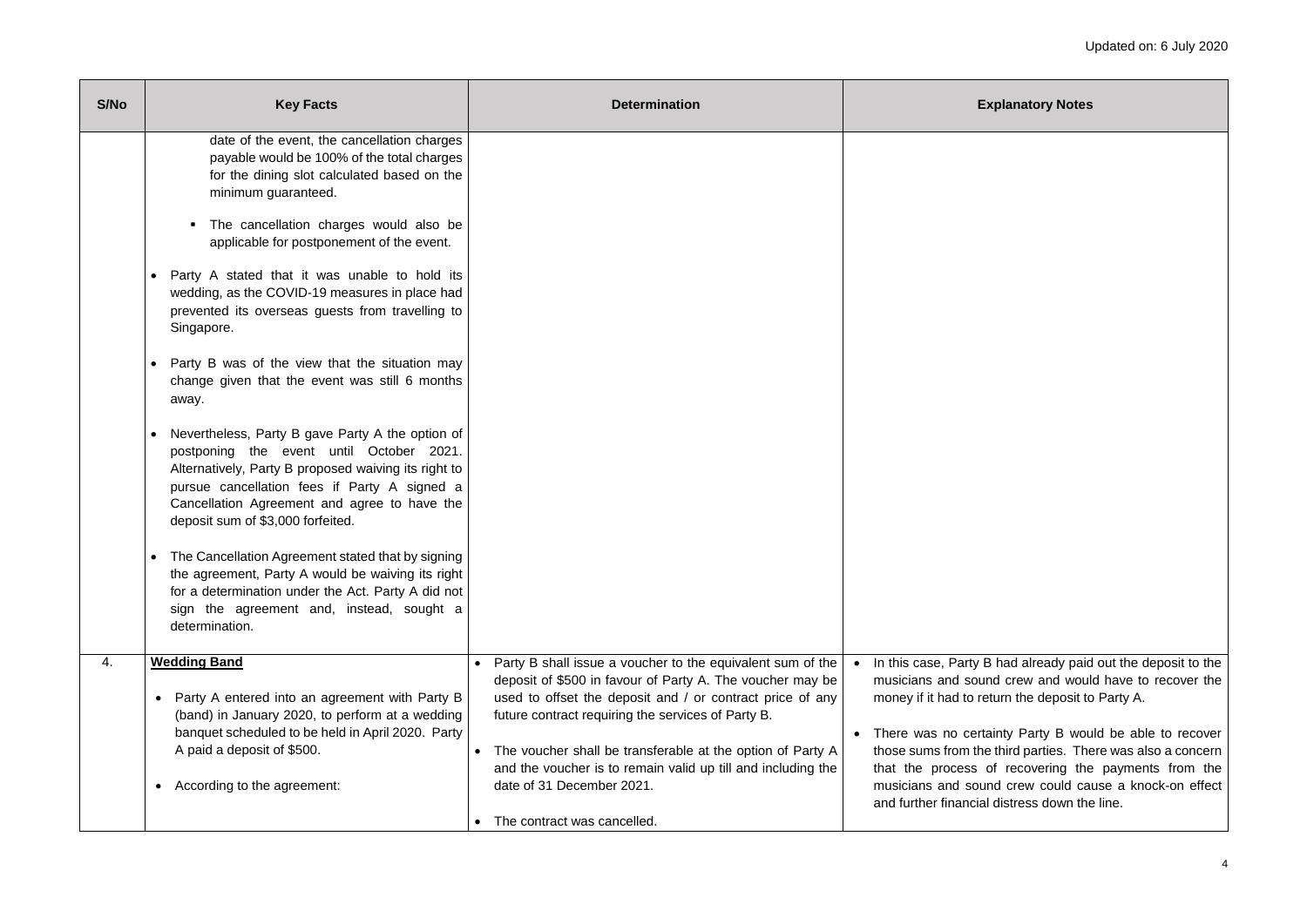| S/No | Key Facts | Determination | Explanatory Notes |
| --- | --- | --- | --- |
| | date of the event, the cancellation charges payable would be 100% of the total charges for the dining slot calculated based on the minimum guaranteed.<br><br>▪ The cancellation charges would also be applicable for postponement of the event.<br><br>• Party A stated that it was unable to hold its wedding, as the COVID-19 measures in place had prevented its overseas guests from travelling to Singapore.<br><br>• Party B was of the view that the situation may change given that the event was still 6 months away.<br><br>• Nevertheless, Party B gave Party A the option of postponing the event until October 2021. Alternatively, Party B proposed waiving its right to pursue cancellation fees if Party A signed a Cancellation Agreement and agree to have the deposit sum of $3,000 forfeited.<br><br>• The Cancellation Agreement stated that by signing the agreement, Party A would be waiving its right for a determination under the Act. Party A did not sign the agreement and, instead, sought a determination. | | |
| 4. | **Wedding Band**<br><br>• Party A entered into an agreement with Party B (band) in January 2020, to perform at a wedding banquet scheduled to be held in April 2020. Party A paid a deposit of $500.<br><br>• According to the agreement: | • Party B shall issue a voucher to the equivalent sum of the deposit of $500 in favour of Party A. The voucher may be used to offset the deposit and / or contract price of any future contract requiring the services of Party B.<br><br>• The voucher shall be transferable at the option of Party A and the voucher is to remain valid up till and including the date of 31 December 2021.<br><br>• The contract was cancelled. | • In this case, Party B had already paid out the deposit to the musicians and sound crew and would have to recover the money if it had to return the deposit to Party A.<br><br>• There was no certainty Party B would be able to recover those sums from the third parties. There was also a concern that the process of recovering the payments from the musicians and sound crew could cause a knock-on effect and further financial distress down the line. |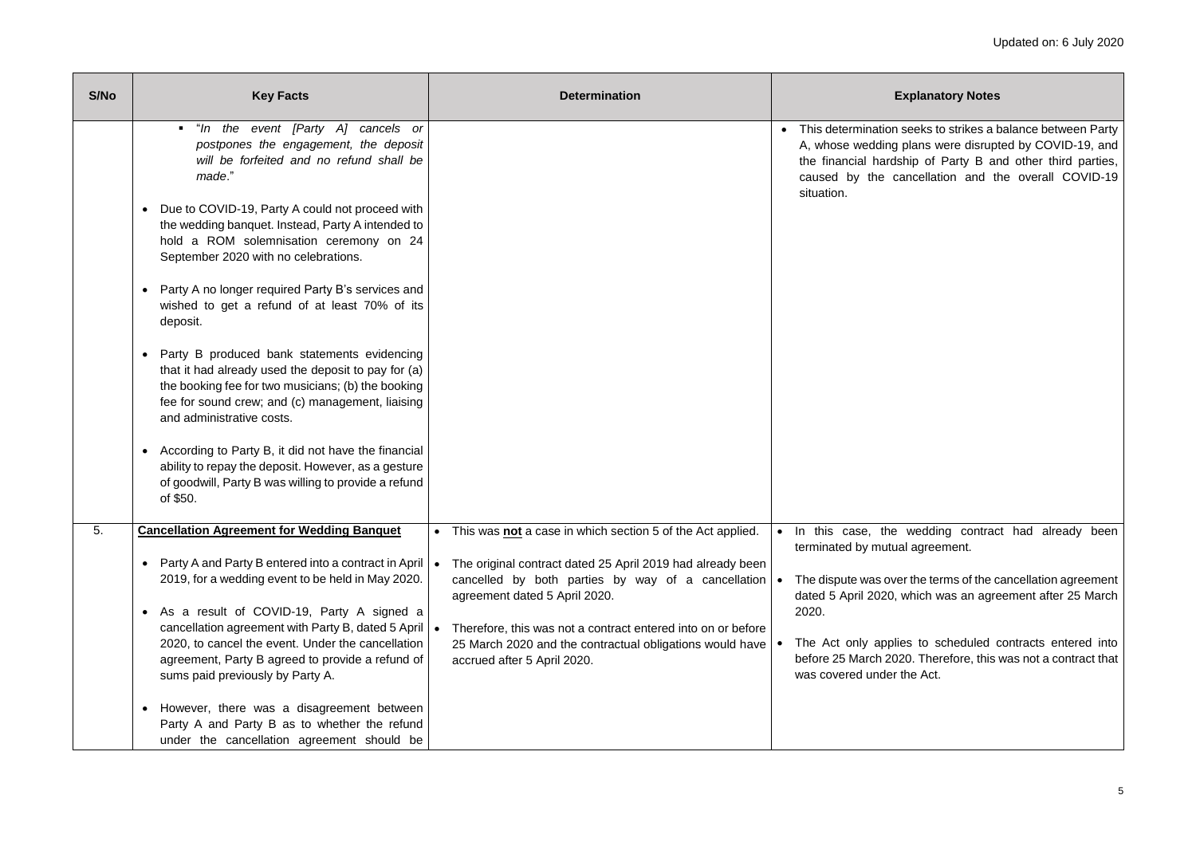| S/No | Key Facts | Determination | Explanatory Notes |
|---|---|---|---|
| | ▪ "*In the event [Party A] cancels or postpones the engagement, the deposit will be forfeited and no refund shall be made*."<br><br>• Due to COVID-19, Party A could not proceed with the wedding banquet. Instead, Party A intended to hold a ROM solemnisation ceremony on 24 September 2020 with no celebrations.<br><br>• Party A no longer required Party B's services and wished to get a refund of at least 70% of its deposit.<br><br>• Party B produced bank statements evidencing that it had already used the deposit to pay for (a) the booking fee for two musicians; (b) the booking fee for sound crew; and (c) management, liaising and administrative costs.<br><br>• According to Party B, it did not have the financial ability to repay the deposit. However, as a gesture of goodwill, Party B was willing to provide a refund of $50. | | • This determination seeks to strikes a balance between Party A, whose wedding plans were disrupted by COVID-19, and the financial hardship of Party B and other third parties, caused by the cancellation and the overall COVID-19 situation. |
| 5. | **<u>Cancellation Agreement for Wedding Banquet</u>**<br><br>• Party A and Party B entered into a contract in April 2019, for a wedding event to be held in May 2020.<br><br>• As a result of COVID-19, Party A signed a cancellation agreement with Party B, dated 5 April 2020, to cancel the event. Under the cancellation agreement, Party B agreed to provide a refund of sums paid previously by Party A.<br><br>• However, there was a disagreement between Party A and Party B as to whether the refund under the cancellation agreement should be | • This was **<u>not</u>** a case in which section 5 of the Act applied.<br><br>• The original contract dated 25 April 2019 had already been cancelled by both parties by way of a cancellation agreement dated 5 April 2020.<br><br>• Therefore, this was not a contract entered into on or before 25 March 2020 and the contractual obligations would have accrued after 5 April 2020. | • In this case, the wedding contract had already been terminated by mutual agreement.<br><br>• The dispute was over the terms of the cancellation agreement dated 5 April 2020, which was an agreement after 25 March 2020.<br><br>• The Act only applies to scheduled contracts entered into before 25 March 2020. Therefore, this was not a contract that was covered under the Act. |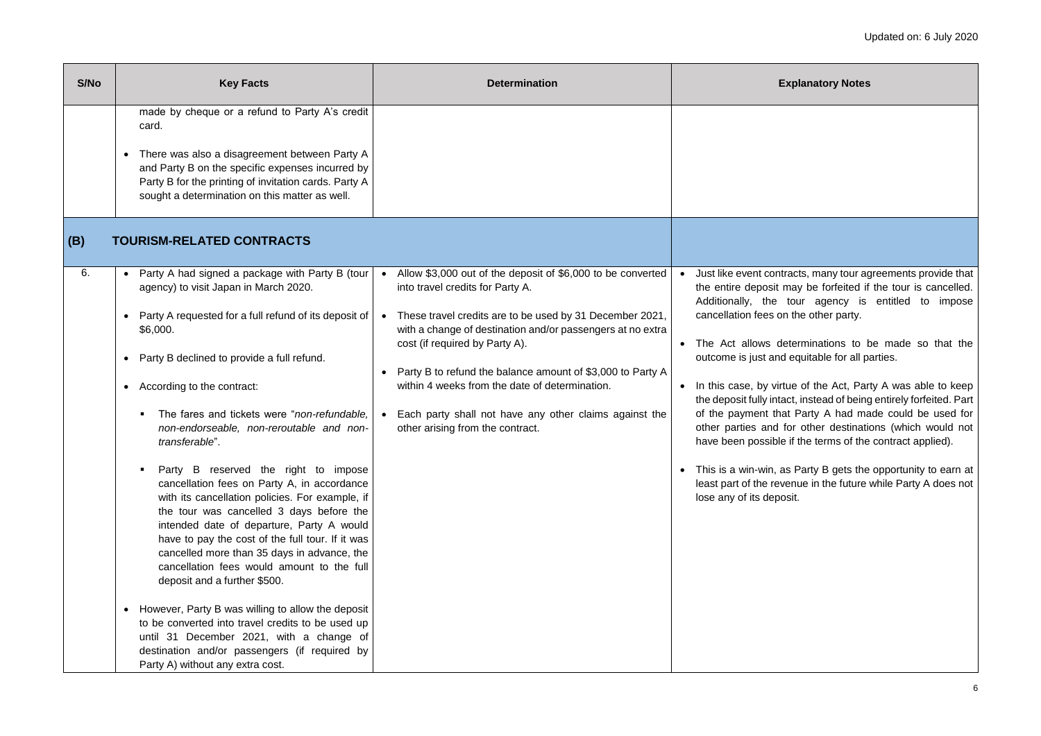| S/No | Key Facts | Determination | Explanatory Notes |
|---|---|---|---|
| | made by cheque or a refund to Party A's credit card.<br><br>• There was also a disagreement between Party A and Party B on the specific expenses incurred by Party B for the printing of invitation cards. Party A sought a determination on this matter as well. | | |
| **(B)** | **TOURISM-RELATED CONTRACTS** | | |
| 6. | • Party A had signed a package with Party B (tour agency) to visit Japan in March 2020.<br><br>• Party A requested for a full refund of its deposit of $6,000.<br><br>• Party B declined to provide a full refund.<br><br>• According to the contract:<br><br>▪ The fares and tickets were "*non-refundable, non-endorseable, non-reroutable and non-transferable*".<br><br>▪ Party B reserved the right to impose cancellation fees on Party A, in accordance with its cancellation policies. For example, if the tour was cancelled 3 days before the intended date of departure, Party A would have to pay the cost of the full tour. If it was cancelled more than 35 days in advance, the cancellation fees would amount to the full deposit and a further $500.<br><br>• However, Party B was willing to allow the deposit to be converted into travel credits to be used up until 31 December 2021, with a change of destination and/or passengers (if required by Party A) without any extra cost. | • Allow $3,000 out of the deposit of $6,000 to be converted into travel credits for Party A.<br><br>• These travel credits are to be used by 31 December 2021, with a change of destination and/or passengers at no extra cost (if required by Party A).<br><br>• Party B to refund the balance amount of $3,000 to Party A within 4 weeks from the date of determination.<br><br>• Each party shall not have any other claims against the other arising from the contract. | • Just like event contracts, many tour agreements provide that the entire deposit may be forfeited if the tour is cancelled. Additionally, the tour agency is entitled to impose cancellation fees on the other party.<br><br>• The Act allows determinations to be made so that the outcome is just and equitable for all parties.<br><br>• In this case, by virtue of the Act, Party A was able to keep the deposit fully intact, instead of being entirely forfeited. Part of the payment that Party A had made could be used for other parties and for other destinations (which would not have been possible if the terms of the contract applied).<br><br>• This is a win-win, as Party B gets the opportunity to earn at least part of the revenue in the future while Party A does not lose any of its deposit. |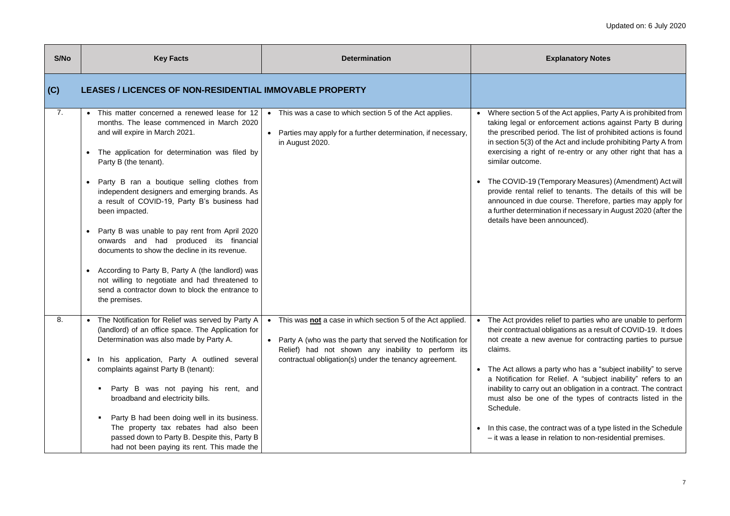| S/No | Key Facts | Determination | Explanatory Notes |
|---|---|---|---|
| **(C)** | **LEASES / LICENCES OF NON-RESIDENTIAL IMMOVABLE PROPERTY** | | |
| 7. | • This matter concerned a renewed lease for 12 months. The lease commenced in March 2020 and will expire in March 2021.<br><br>• The application for determination was filed by Party B (the tenant).<br><br>• Party B ran a boutique selling clothes from independent designers and emerging brands. As a result of COVID-19, Party B's business had been impacted.<br><br>• Party B was unable to pay rent from April 2020 onwards and had produced its financial documents to show the decline in its revenue.<br><br>• According to Party B, Party A (the landlord) was not willing to negotiate and had threatened to send a contractor down to block the entrance to the premises. | • This was a case to which section 5 of the Act applies.<br><br>• Parties may apply for a further determination, if necessary, in August 2020. | • Where section 5 of the Act applies, Party A is prohibited from taking legal or enforcement actions against Party B during the prescribed period. The list of prohibited actions is found in section 5(3) of the Act and include prohibiting Party A from exercising a right of re-entry or any other right that has a similar outcome.<br><br>• The COVID-19 (Temporary Measures) (Amendment) Act will provide rental relief to tenants. The details of this will be announced in due course. Therefore, parties may apply for a further determination if necessary in August 2020 (after the details have been announced). |
| 8. | • The Notification for Relief was served by Party A (landlord) of an office space. The Application for Determination was also made by Party A.<br><br>• In his application, Party A outlined several complaints against Party B (tenant):<br><br>&nbsp;&nbsp;▪ Party B was not paying his rent, and broadband and electricity bills.<br><br>&nbsp;&nbsp;▪ Party B had been doing well in its business. The property tax rebates had also been passed down to Party B. Despite this, Party B had not been paying its rent. This made the | • This was **not** a case in which section 5 of the Act applied.<br><br>• Party A (who was the party that served the Notification for Relief) had not shown any inability to perform its contractual obligation(s) under the tenancy agreement. | • The Act provides relief to parties who are unable to perform their contractual obligations as a result of COVID-19. It does not create a new avenue for contracting parties to pursue claims.<br><br>• The Act allows a party who has a "subject inability" to serve a Notification for Relief. A "subject inability" refers to an inability to carry out an obligation in a contract. The contract must also be one of the types of contracts listed in the Schedule.<br><br>• In this case, the contract was of a type listed in the Schedule – it was a lease in relation to non-residential premises. |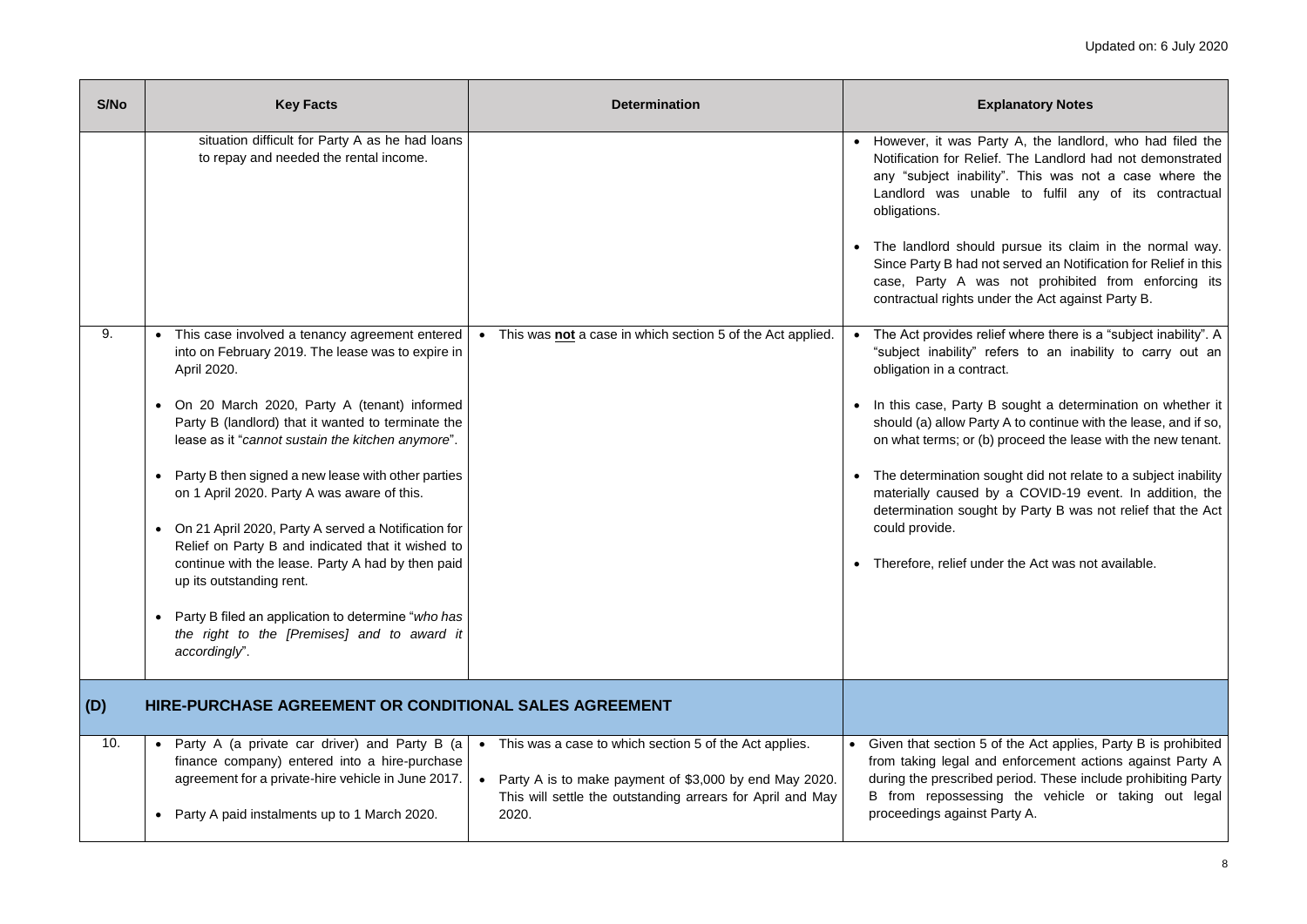| S/No | Key Facts | Determination | Explanatory Notes |
|---|---|---|---|
| | situation difficult for Party A as he had loans to repay and needed the rental income. | | • However, it was Party A, the landlord, who had filed the Notification for Relief. The Landlord had not demonstrated any "subject inability". This was not a case where the Landlord was unable to fulfil any of its contractual obligations.<br><br>• The landlord should pursue its claim in the normal way. Since Party B had not served an Notification for Relief in this case, Party A was not prohibited from enforcing its contractual rights under the Act against Party B. |
| 9. | • This case involved a tenancy agreement entered into on February 2019. The lease was to expire in April 2020.<br><br>• On 20 March 2020, Party A (tenant) informed Party B (landlord) that it wanted to terminate the lease as it "*cannot sustain the kitchen anymore*".<br><br>• Party B then signed a new lease with other parties on 1 April 2020. Party A was aware of this.<br><br>• On 21 April 2020, Party A served a Notification for Relief on Party B and indicated that it wished to continue with the lease. Party A had by then paid up its outstanding rent.<br><br>• Party B filed an application to determine "*who has the right to the [Premises] and to award it accordingly*". | • This was **not** a case in which section 5 of the Act applied. | • The Act provides relief where there is a "subject inability". A "subject inability" refers to an inability to carry out an obligation in a contract.<br><br>• In this case, Party B sought a determination on whether it should (a) allow Party A to continue with the lease, and if so, on what terms; or (b) proceed the lease with the new tenant.<br><br>• The determination sought did not relate to a subject inability materially caused by a COVID-19 event. In addition, the determination sought by Party B was not relief that the Act could provide.<br><br>• Therefore, relief under the Act was not available. |
| **(D)** | **HIRE-PURCHASE AGREEMENT OR CONDITIONAL SALES AGREEMENT** | | |
| 10. | • Party A (a private car driver) and Party B (a finance company) entered into a hire-purchase agreement for a private-hire vehicle in June 2017.<br><br>• Party A paid instalments up to 1 March 2020. | • This was a case to which section 5 of the Act applies.<br><br>• Party A is to make payment of $3,000 by end May 2020. This will settle the outstanding arrears for April and May 2020. | • Given that section 5 of the Act applies, Party B is prohibited from taking legal and enforcement actions against Party A during the prescribed period. These include prohibiting Party B from repossessing the vehicle or taking out legal proceedings against Party A. |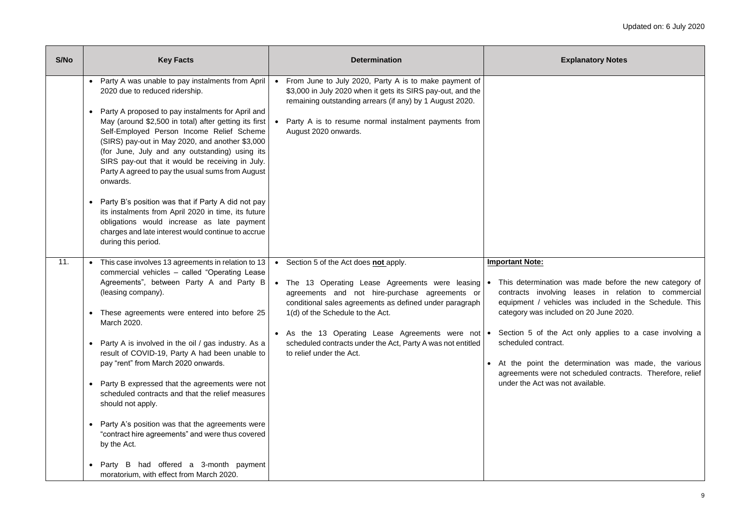| S/No | Key Facts | Determination | Explanatory Notes |
|---|---|---|---|
| | • Party A was unable to pay instalments from April 2020 due to reduced ridership.<br><br>• Party A proposed to pay instalments for April and May (around $2,500 in total) after getting its first Self-Employed Person Income Relief Scheme (SIRS) pay-out in May 2020, and another $3,000 (for June, July and any outstanding) using its SIRS pay-out that it would be receiving in July. Party A agreed to pay the usual sums from August onwards.<br><br>• Party B's position was that if Party A did not pay its instalments from April 2020 in time, its future obligations would increase as late payment charges and late interest would continue to accrue during this period. | • From June to July 2020, Party A is to make payment of $3,000 in July 2020 when it gets its SIRS pay-out, and the remaining outstanding arrears (if any) by 1 August 2020.<br><br>• Party A is to resume normal instalment payments from August 2020 onwards. | |
| 11. | • This case involves 13 agreements in relation to 13 commercial vehicles – called "Operating Lease Agreements", between Party A and Party B (leasing company).<br><br>• These agreements were entered into before 25 March 2020.<br><br>• Party A is involved in the oil / gas industry. As a result of COVID-19, Party A had been unable to pay "rent" from March 2020 onwards.<br><br>• Party B expressed that the agreements were not scheduled contracts and that the relief measures should not apply.<br><br>• Party A's position was that the agreements were "contract hire agreements" and were thus covered by the Act.<br><br>• Party B had offered a 3-month payment moratorium, with effect from March 2020. | • Section 5 of the Act does **not** apply.<br><br>• The 13 Operating Lease Agreements were leasing agreements and not hire-purchase agreements or conditional sales agreements as defined under paragraph 1(d) of the Schedule to the Act.<br><br>• As the 13 Operating Lease Agreements were not scheduled contracts under the Act, Party A was not entitled to relief under the Act. | **Important Note:**<br><br>• This determination was made before the new category of contracts involving leases in relation to commercial equipment / vehicles was included in the Schedule. This category was included on 20 June 2020.<br><br>• Section 5 of the Act only applies to a case involving a scheduled contract.<br><br>• At the point the determination was made, the various agreements were not scheduled contracts. Therefore, relief under the Act was not available. |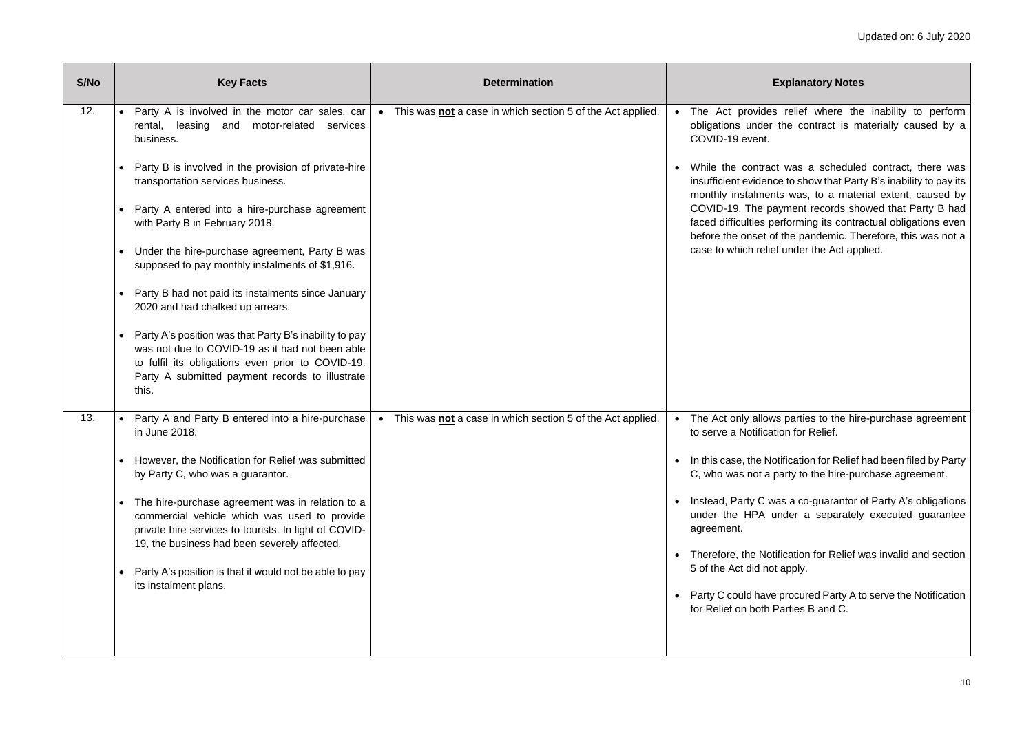| S/No | Key Facts | Determination | Explanatory Notes |
|---|---|---|---|
| 12. | • Party A is involved in the motor car sales, car rental, leasing and motor-related services business.<br><br>• Party B is involved in the provision of private-hire transportation services business.<br><br>• Party A entered into a hire-purchase agreement with Party B in February 2018.<br><br>• Under the hire-purchase agreement, Party B was supposed to pay monthly instalments of $1,916.<br><br>• Party B had not paid its instalments since January 2020 and had chalked up arrears.<br><br>• Party A's position was that Party B's inability to pay was not due to COVID-19 as it had not been able to fulfil its obligations even prior to COVID-19. Party A submitted payment records to illustrate this. | • This was **not** a case in which section 5 of the Act applied. | • The Act provides relief where the inability to perform obligations under the contract is materially caused by a COVID-19 event.<br><br>• While the contract was a scheduled contract, there was insufficient evidence to show that Party B's inability to pay its monthly instalments was, to a material extent, caused by COVID-19. The payment records showed that Party B had faced difficulties performing its contractual obligations even before the onset of the pandemic. Therefore, this was not a case to which relief under the Act applied. |
| 13. | • Party A and Party B entered into a hire-purchase in June 2018.<br><br>• However, the Notification for Relief was submitted by Party C, who was a guarantor.<br><br>• The hire-purchase agreement was in relation to a commercial vehicle which was used to provide private hire services to tourists. In light of COVID-19, the business had been severely affected.<br><br>• Party A's position is that it would not be able to pay its instalment plans. | • This was **not** a case in which section 5 of the Act applied. | • The Act only allows parties to the hire-purchase agreement to serve a Notification for Relief.<br><br>• In this case, the Notification for Relief had been filed by Party C, who was not a party to the hire-purchase agreement.<br><br>• Instead, Party C was a co-guarantor of Party A's obligations under the HPA under a separately executed guarantee agreement.<br><br>• Therefore, the Notification for Relief was invalid and section 5 of the Act did not apply.<br><br>• Party C could have procured Party A to serve the Notification for Relief on both Parties B and C. |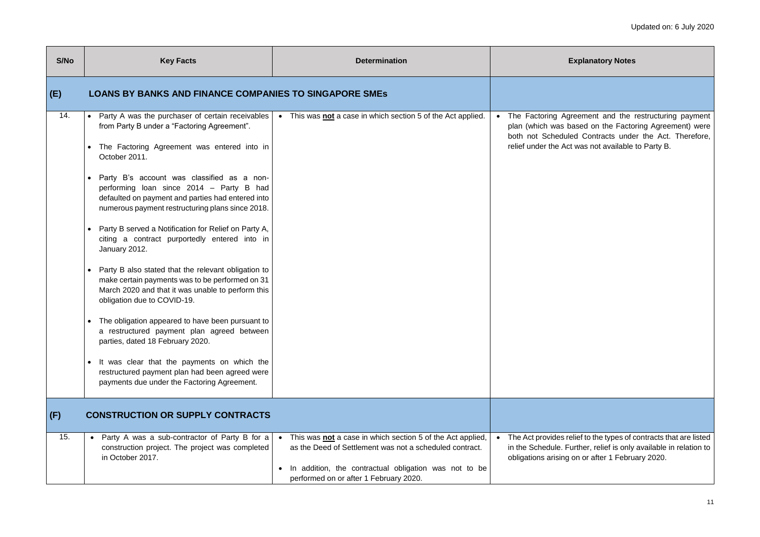Updated on: 6 July 2020

| S/No | Key Facts | Determination | Explanatory Notes |
|---|---|---|---|
| **(E)** | **LOANS BY BANKS AND FINANCE COMPANIES TO SINGAPORE SMEs** | | |
| 14. | • Party A was the purchaser of certain receivables from Party B under a "Factoring Agreement".<br><br>• The Factoring Agreement was entered into in October 2011.<br><br>• Party B's account was classified as a non-performing loan since 2014 – Party B had defaulted on payment and parties had entered into numerous payment restructuring plans since 2018.<br><br>• Party B served a Notification for Relief on Party A, citing a contract purportedly entered into in January 2012.<br><br>• Party B also stated that the relevant obligation to make certain payments was to be performed on 31 March 2020 and that it was unable to perform this obligation due to COVID-19.<br><br>• The obligation appeared to have been pursuant to a restructured payment plan agreed between parties, dated 18 February 2020.<br><br>• It was clear that the payments on which the restructured payment plan had been agreed were payments due under the Factoring Agreement. | • This was **<u>not</u>** a case in which section 5 of the Act applied. | • The Factoring Agreement and the restructuring payment plan (which was based on the Factoring Agreement) were both not Scheduled Contracts under the Act. Therefore, relief under the Act was not available to Party B. |
| **(F)** | **CONSTRUCTION OR SUPPLY CONTRACTS** | | |
| 15. | • Party A was a sub-contractor of Party B for a construction project. The project was completed in October 2017. | • This was **<u>not</u>** a case in which section 5 of the Act applied, as the Deed of Settlement was not a scheduled contract.<br><br>• In addition, the contractual obligation was not to be performed on or after 1 February 2020. | • The Act provides relief to the types of contracts that are listed in the Schedule. Further, relief is only available in relation to obligations arising on or after 1 February 2020. |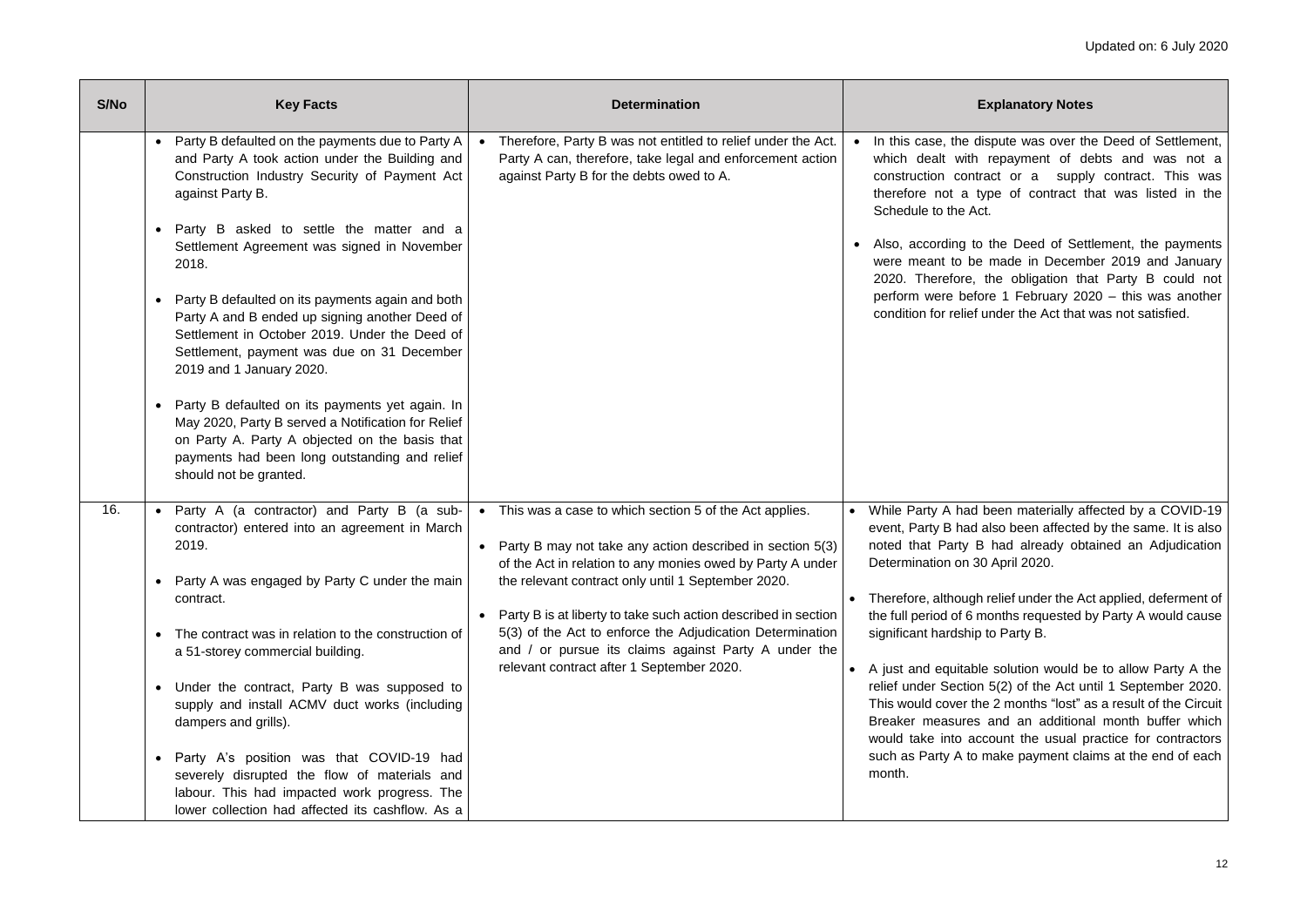| S/No | Key Facts | Determination | Explanatory Notes |
|---|---|---|---|
| | • Party B defaulted on the payments due to Party A and Party A took action under the Building and Construction Industry Security of Payment Act against Party B.<br><br>• Party B asked to settle the matter and a Settlement Agreement was signed in November 2018.<br><br>• Party B defaulted on its payments again and both Party A and B ended up signing another Deed of Settlement in October 2019. Under the Deed of Settlement, payment was due on 31 December 2019 and 1 January 2020.<br><br>• Party B defaulted on its payments yet again. In May 2020, Party B served a Notification for Relief on Party A. Party A objected on the basis that payments had been long outstanding and relief should not be granted. | • Therefore, Party B was not entitled to relief under the Act. Party A can, therefore, take legal and enforcement action against Party B for the debts owed to A. | • In this case, the dispute was over the Deed of Settlement, which dealt with repayment of debts and was not a construction contract or a supply contract. This was therefore not a type of contract that was listed in the Schedule to the Act.<br><br>• Also, according to the Deed of Settlement, the payments were meant to be made in December 2019 and January 2020. Therefore, the obligation that Party B could not perform were before 1 February 2020 – this was another condition for relief under the Act that was not satisfied. |
| 16. | • Party A (a contractor) and Party B (a sub-contractor) entered into an agreement in March 2019.<br><br>• Party A was engaged by Party C under the main contract.<br><br>• The contract was in relation to the construction of a 51-storey commercial building.<br><br>• Under the contract, Party B was supposed to supply and install ACMV duct works (including dampers and grills).<br><br>• Party A's position was that COVID-19 had severely disrupted the flow of materials and labour. This had impacted work progress. The lower collection had affected its cashflow. As a | • This was a case to which section 5 of the Act applies.<br><br>• Party B may not take any action described in section 5(3) of the Act in relation to any monies owed by Party A under the relevant contract only until 1 September 2020.<br><br>• Party B is at liberty to take such action described in section 5(3) of the Act to enforce the Adjudication Determination and / or pursue its claims against Party A under the relevant contract after 1 September 2020. | • While Party A had been materially affected by a COVID-19 event, Party B had also been affected by the same. It is also noted that Party B had already obtained an Adjudication Determination on 30 April 2020.<br><br>• Therefore, although relief under the Act applied, deferment of the full period of 6 months requested by Party A would cause significant hardship to Party B.<br><br>• A just and equitable solution would be to allow Party A the relief under Section 5(2) of the Act until 1 September 2020. This would cover the 2 months "lost" as a result of the Circuit Breaker measures and an additional month buffer which would take into account the usual practice for contractors such as Party A to make payment claims at the end of each month. |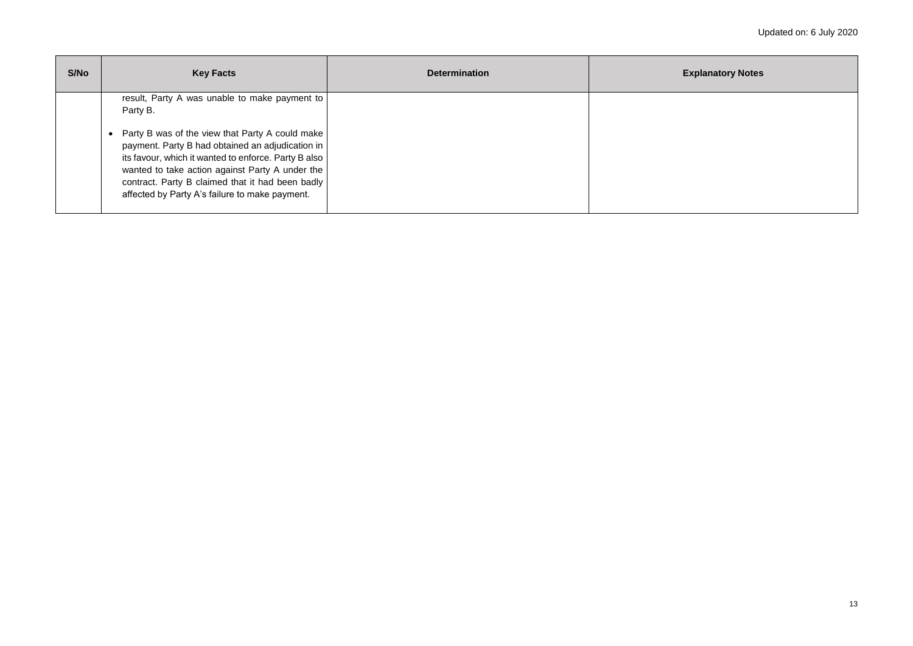| S/No | Key Facts | Determination | Explanatory Notes |
| --- | --- | --- | --- |
| | result, Party A was unable to make payment to Party B.<br><br>• Party B was of the view that Party A could make payment. Party B had obtained an adjudication in its favour, which it wanted to enforce. Party B also wanted to take action against Party A under the contract. Party B claimed that it had been badly affected by Party A's failure to make payment. | | |